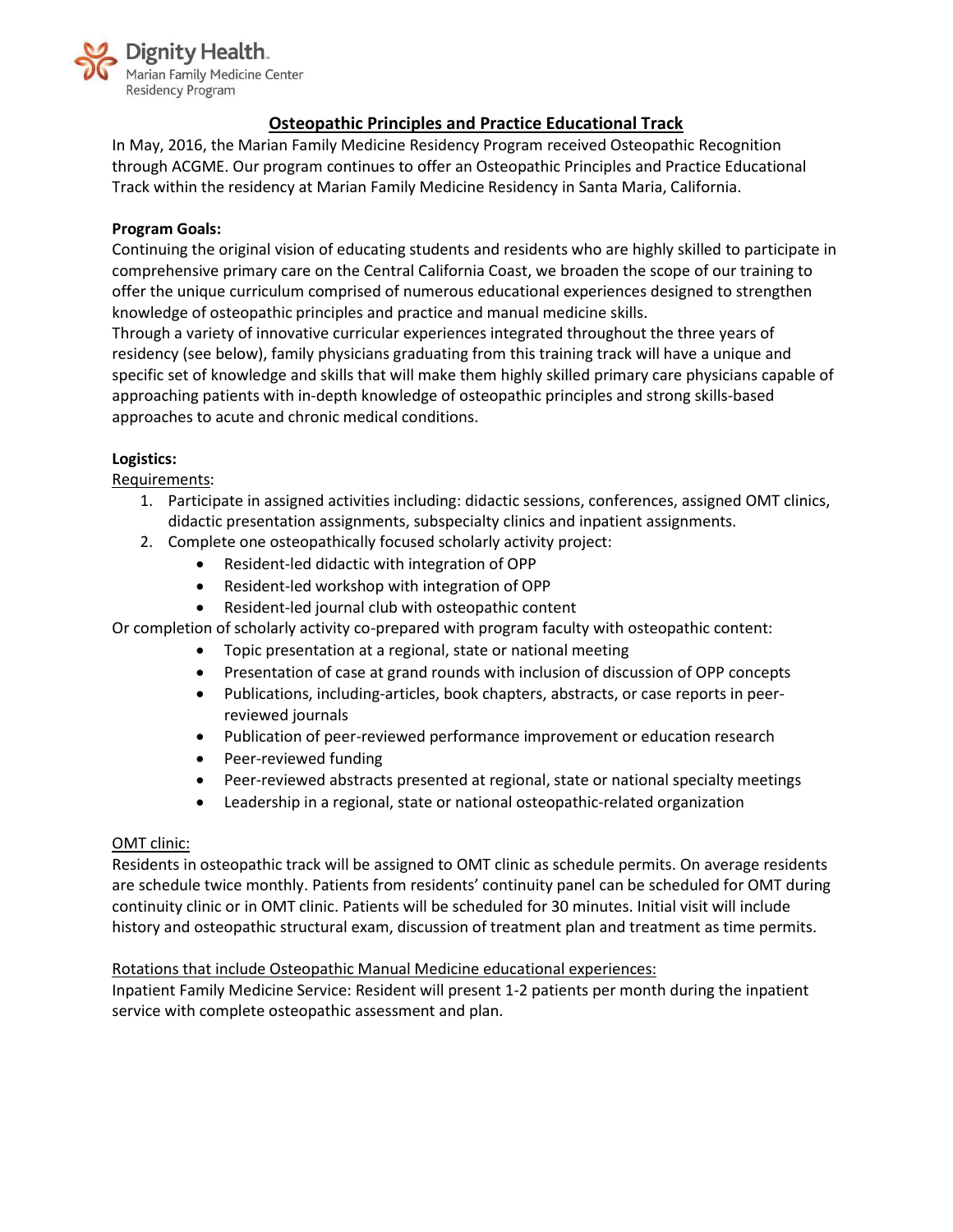Dignity Health
Marian Family Medicine Center
Residency Program

# Osteopathic Principles and Practice Educational Track

In May, 2016, the Marian Family Medicine Residency Program received Osteopathic Recognition through ACGME. Our program continues to offer an Osteopathic Principles and Practice Educational Track within the residency at Marian Family Medicine Residency in Santa Maria, California.

**Program Goals:**

Continuing the original vision of educating students and residents who are highly skilled to participate in comprehensive primary care on the Central California Coast, we broaden the scope of our training to offer the unique curriculum comprised of numerous educational experiences designed to strengthen knowledge of osteopathic principles and practice and manual medicine skills.

Through a variety of innovative curricular experiences integrated throughout the three years of residency (see below), family physicians graduating from this training track will have a unique and specific set of knowledge and skills that will make them highly skilled primary care physicians capable of approaching patients with in-depth knowledge of osteopathic principles and strong skills-based approaches to acute and chronic medical conditions.

**Logistics:**

Requirements:

1. Participate in assigned activities including: didactic sessions, conferences, assigned OMT clinics, didactic presentation assignments, subspecialty clinics and inpatient assignments.
2. Complete one osteopathically focused scholarly activity project:
   - Resident-led didactic with integration of OPP
   - Resident-led workshop with integration of OPP
   - Resident-led journal club with osteopathic content

Or completion of scholarly activity co-prepared with program faculty with osteopathic content:

- Topic presentation at a regional, state or national meeting
- Presentation of case at grand rounds with inclusion of discussion of OPP concepts
- Publications, including-articles, book chapters, abstracts, or case reports in peer-reviewed journals
- Publication of peer-reviewed performance improvement or education research
- Peer-reviewed funding
- Peer-reviewed abstracts presented at regional, state or national specialty meetings
- Leadership in a regional, state or national osteopathic-related organization

OMT clinic:

Residents in osteopathic track will be assigned to OMT clinic as schedule permits. On average residents are schedule twice monthly. Patients from residents' continuity panel can be scheduled for OMT during continuity clinic or in OMT clinic. Patients will be scheduled for 30 minutes. Initial visit will include history and osteopathic structural exam, discussion of treatment plan and treatment as time permits.

Rotations that include Osteopathic Manual Medicine educational experiences:

Inpatient Family Medicine Service: Resident will present 1-2 patients per month during the inpatient service with complete osteopathic assessment and plan.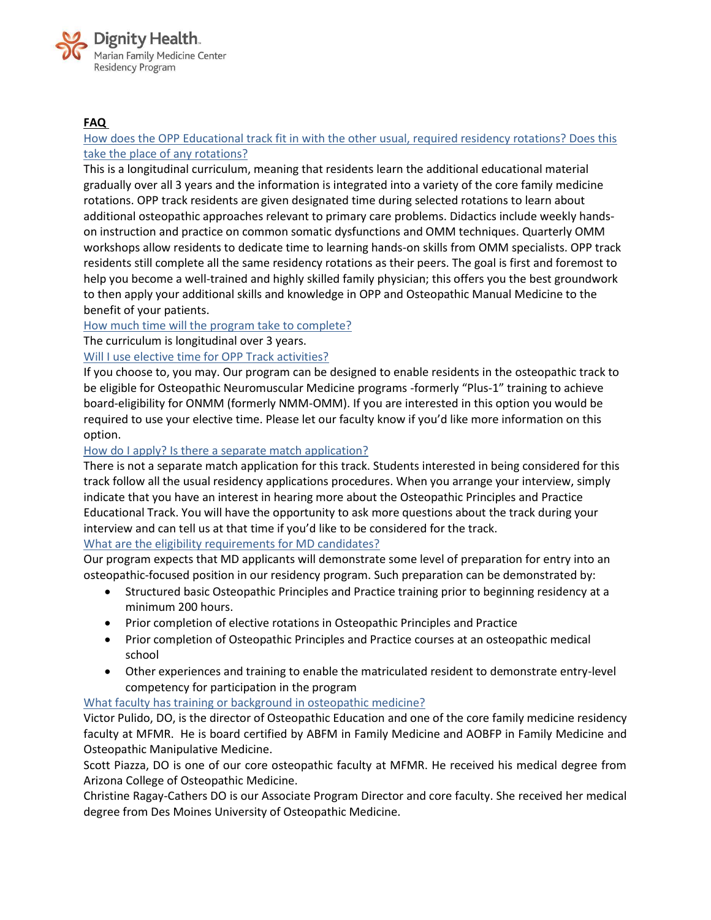**FAQ**

How does the OPP Educational track fit in with the other usual, required residency rotations? Does this take the place of any rotations?

This is a longitudinal curriculum, meaning that residents learn the additional educational material gradually over all 3 years and the information is integrated into a variety of the core family medicine rotations. OPP track residents are given designated time during selected rotations to learn about additional osteopathic approaches relevant to primary care problems. Didactics include weekly hands-on instruction and practice on common somatic dysfunctions and OMM techniques. Quarterly OMM workshops allow residents to dedicate time to learning hands-on skills from OMM specialists. OPP track residents still complete all the same residency rotations as their peers. The goal is first and foremost to help you become a well-trained and highly skilled family physician; this offers you the best groundwork to then apply your additional skills and knowledge in OPP and Osteopathic Manual Medicine to the benefit of your patients.

How much time will the program take to complete?

The curriculum is longitudinal over 3 years.

Will I use elective time for OPP Track activities?

If you choose to, you may. Our program can be designed to enable residents in the osteopathic track to be eligible for Osteopathic Neuromuscular Medicine programs -formerly "Plus-1" training to achieve board-eligibility for ONMM (formerly NMM-OMM). If you are interested in this option you would be required to use your elective time. Please let our faculty know if you'd like more information on this option.

How do I apply? Is there a separate match application?

There is not a separate match application for this track. Students interested in being considered for this track follow all the usual residency applications procedures. When you arrange your interview, simply indicate that you have an interest in hearing more about the Osteopathic Principles and Practice Educational Track. You will have the opportunity to ask more questions about the track during your interview and can tell us at that time if you'd like to be considered for the track.

What are the eligibility requirements for MD candidates?

Our program expects that MD applicants will demonstrate some level of preparation for entry into an osteopathic-focused position in our residency program. Such preparation can be demonstrated by:

- Structured basic Osteopathic Principles and Practice training prior to beginning residency at a minimum 200 hours.
- Prior completion of elective rotations in Osteopathic Principles and Practice
- Prior completion of Osteopathic Principles and Practice courses at an osteopathic medical school
- Other experiences and training to enable the matriculated resident to demonstrate entry-level competency for participation in the program

What faculty has training or background in osteopathic medicine?

Victor Pulido, DO, is the director of Osteopathic Education and one of the core family medicine residency faculty at MFMR. He is board certified by ABFM in Family Medicine and AOBFP in Family Medicine and Osteopathic Manipulative Medicine.

Scott Piazza, DO is one of our core osteopathic faculty at MFMR. He received his medical degree from Arizona College of Osteopathic Medicine.

Christine Ragay-Cathers DO is our Associate Program Director and core faculty. She received her medical degree from Des Moines University of Osteopathic Medicine.